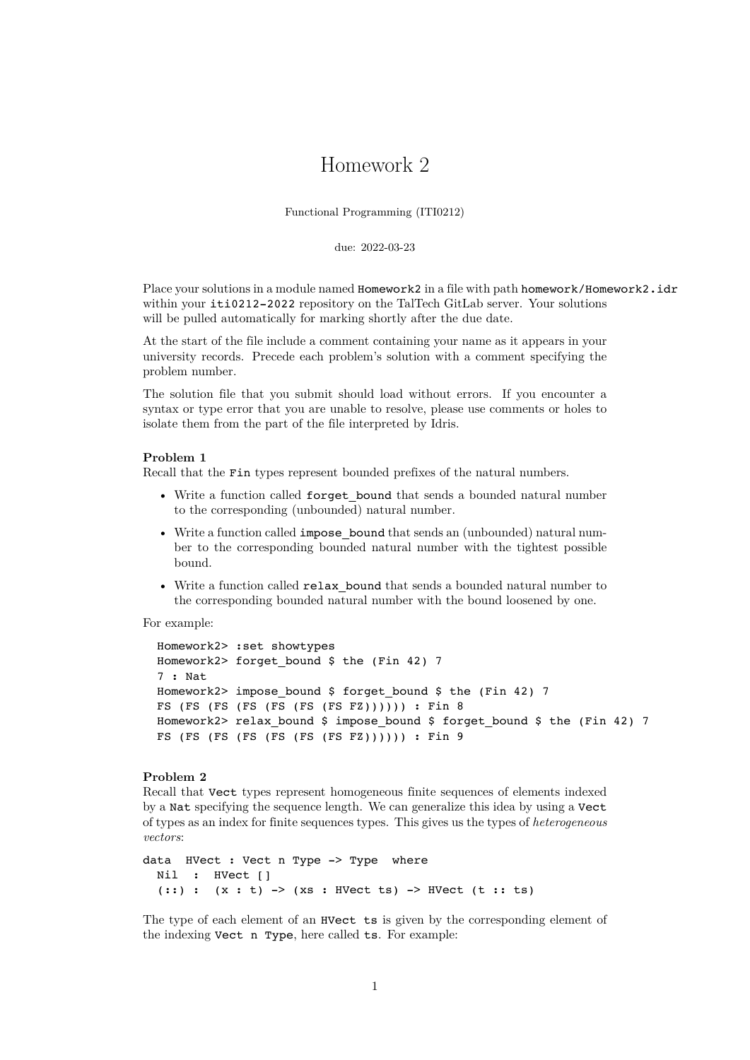# Homework 2

Functional Programming (ITI0212)

due: 2022-03-23

Place your solutions in a module named `Homework2` in a file with path `homework/Homework2.idr` within your `iti0212-2022` repository on the TalTech GitLab server. Your solutions will be pulled automatically for marking shortly after the due date.

At the start of the file include a comment containing your name as it appears in your university records. Precede each problem's solution with a comment specifying the problem number.

The solution file that you submit should load without errors. If you encounter a syntax or type error that you are unable to resolve, please use comments or holes to isolate them from the part of the file interpreted by Idris.

**Problem 1**
Recall that the `Fin` types represent bounded prefixes of the natural numbers.

- Write a function called `forget_bound` that sends a bounded natural number to the corresponding (unbounded) natural number.
- Write a function called `impose_bound` that sends an (unbounded) natural number to the corresponding bounded natural number with the tightest possible bound.
- Write a function called `relax_bound` that sends a bounded natural number to the corresponding bounded natural number with the bound loosened by one.

For example:

```
Homework2> :set showtypes
Homework2> forget_bound $ the (Fin 42) 7
7 : Nat
Homework2> impose_bound $ forget_bound $ the (Fin 42) 7
FS (FS (FS (FS (FS (FS (FS FZ)))))) : Fin 8
Homework2> relax_bound $ impose_bound $ forget_bound $ the (Fin 42) 7
FS (FS (FS (FS (FS (FS (FS FZ)))))) : Fin 9
```

**Problem 2**
Recall that `Vect` types represent homogeneous finite sequences of elements indexed by a `Nat` specifying the sequence length. We can generalize this idea by using a `Vect` of types as an index for finite sequences types. This gives us the types of *heterogeneous vectors*:

```
data  HVect : Vect n Type -> Type  where
  Nil  :  HVect []
  (::) :  (x : t) -> (xs : HVect ts) -> HVect (t :: ts)
```

The type of each element of an `HVect ts` is given by the corresponding element of the indexing `Vect n Type`, here called `ts`. For example: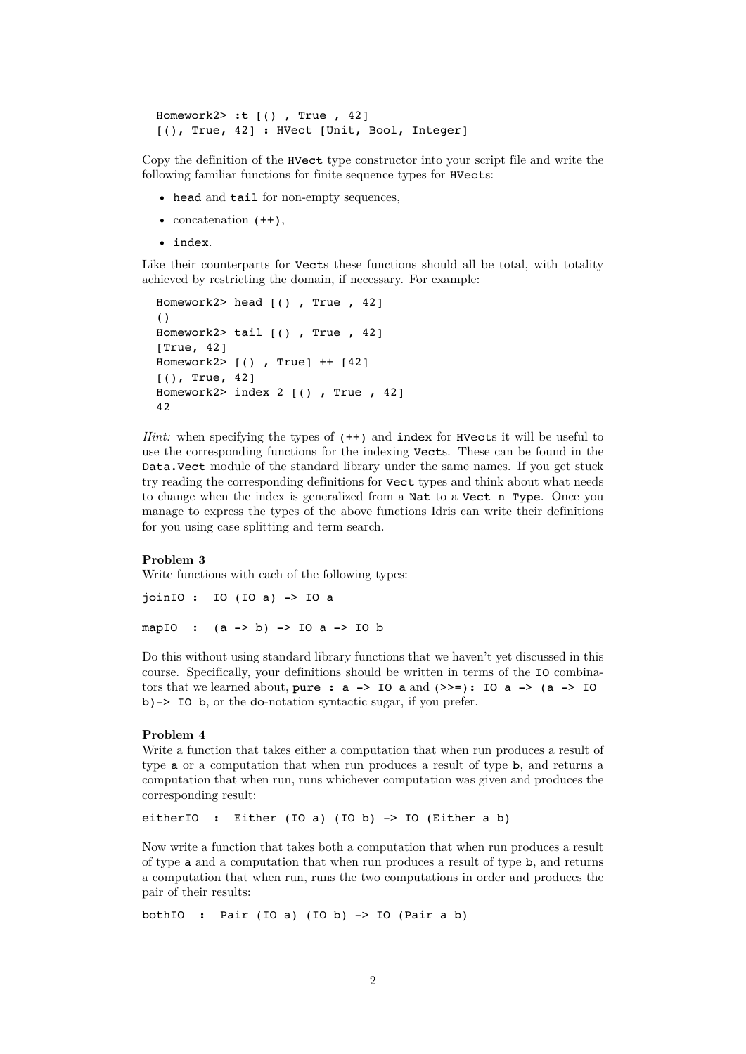```
Homework2> :t [() , True , 42]
[(), True, 42] : HVect [Unit, Bool, Integer]
```

Copy the definition of the `HVect` type constructor into your script file and write the following familiar functions for finite sequence types for `HVect`s:

- `head` and `tail` for non-empty sequences,
- concatenation `(++)`,
- `index`.

Like their counterparts for `Vect`s these functions should all be total, with totality achieved by restricting the domain, if necessary. For example:

```
Homework2> head [() , True , 42]
()
Homework2> tail [() , True , 42]
[True, 42]
Homework2> [() , True] ++ [42]
[(), True, 42]
Homework2> index 2 [() , True , 42]
42
```

*Hint:* when specifying the types of `(++)` and `index` for `HVect`s it will be useful to use the corresponding functions for the indexing `Vect`s. These can be found in the `Data.Vect` module of the standard library under the same names. If you get stuck try reading the corresponding definitions for `Vect` types and think about what needs to change when the index is generalized from a `Nat` to a `Vect n Type`. Once you manage to express the types of the above functions Idris can write their definitions for you using case splitting and term search.

**Problem 3**

Write functions with each of the following types:

```
joinIO :  IO (IO a) -> IO a

mapIO  :  (a -> b) -> IO a -> IO b
```

Do this without using standard library functions that we haven't yet discussed in this course. Specifically, your definitions should be written in terms of the `IO` combinators that we learned about, `pure : a -> IO a` and `(>>=): IO a -> (a -> IO b)-> IO b`, or the `do`-notation syntactic sugar, if you prefer.

**Problem 4**

Write a function that takes either a computation that when run produces a result of type `a` or a computation that when run produces a result of type `b`, and returns a computation that when run, runs whichever computation was given and produces the corresponding result:

```
eitherIO  :  Either (IO a) (IO b) -> IO (Either a b)
```

Now write a function that takes both a computation that when run produces a result of type `a` and a computation that when run produces a result of type `b`, and returns a computation that when run, runs the two computations in order and produces the pair of their results:

```
bothIO  :  Pair (IO a) (IO b) -> IO (Pair a b)
```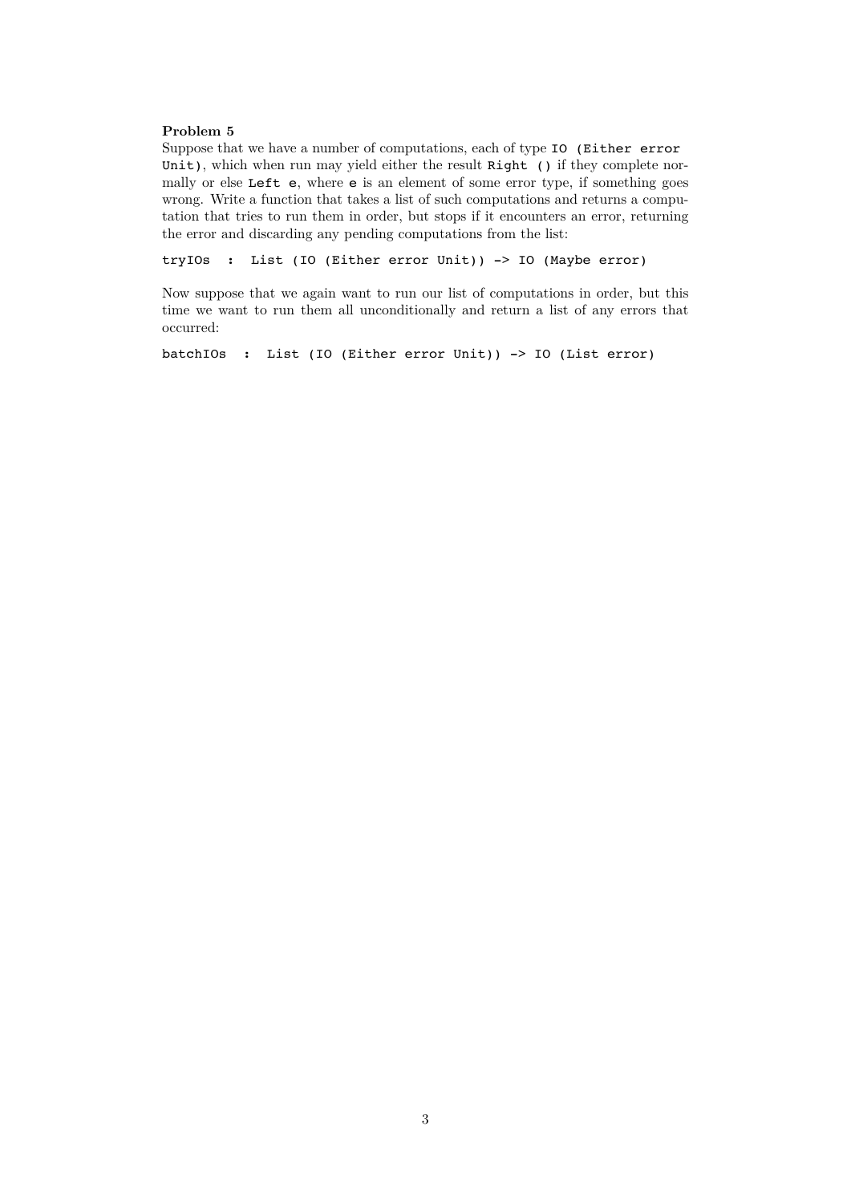**Problem 5**

Suppose that we have a number of computations, each of type `IO (Either error Unit)`, which when run may yield either the result `Right ()` if they complete normally or else `Left e`, where `e` is an element of some error type, if something goes wrong. Write a function that takes a list of such computations and returns a computation that tries to run them in order, but stops if it encounters an error, returning the error and discarding any pending computations from the list:

```
tryIOs  :  List (IO (Either error Unit)) -> IO (Maybe error)
```

Now suppose that we again want to run our list of computations in order, but this time we want to run them all unconditionally and return a list of any errors that occurred:

```
batchIOs  :  List (IO (Either error Unit)) -> IO (List error)
```